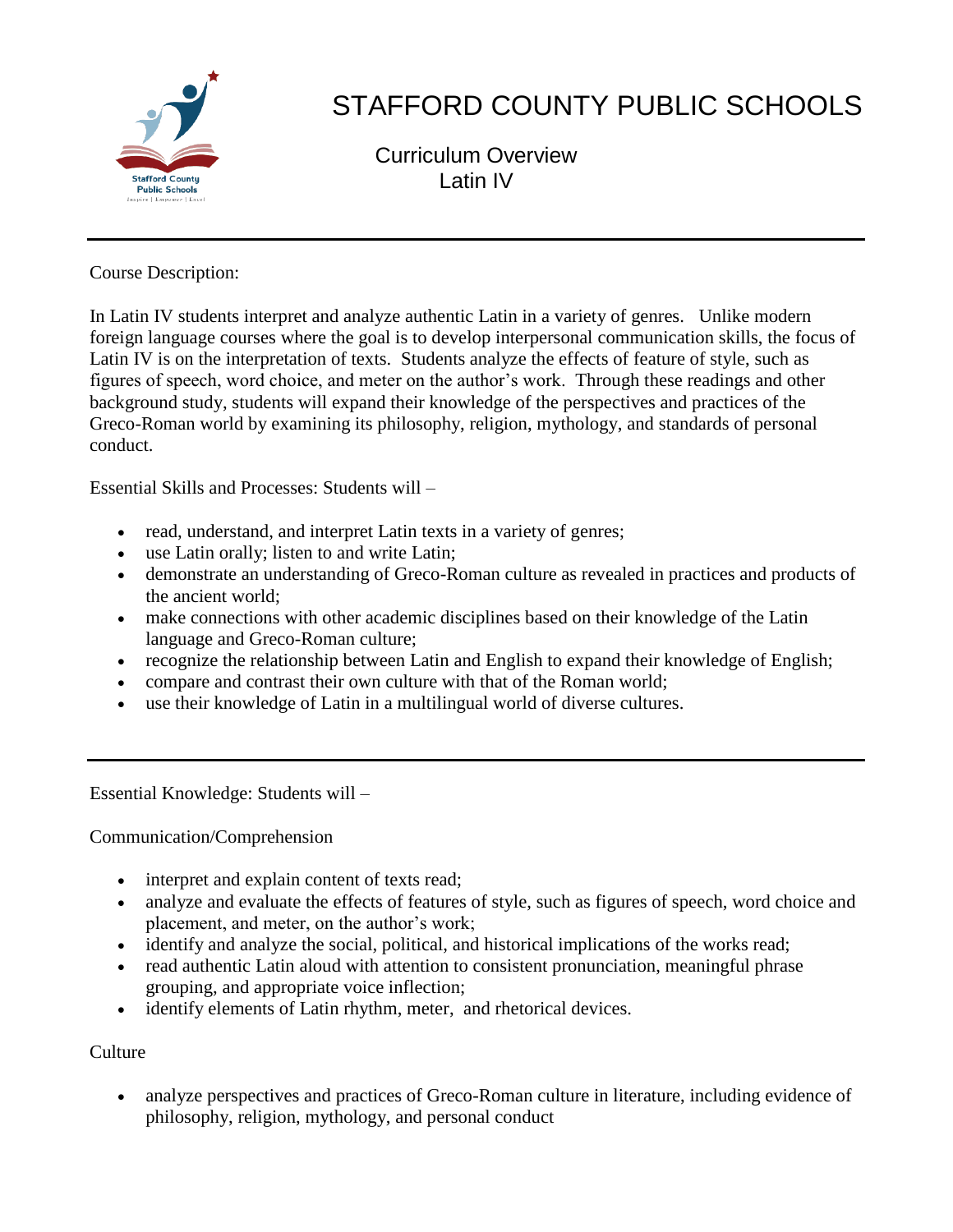# STAFFORD COUNTY PUBLIC SCHOOLS

## Curriculum Overview
## Latin IV

---

Course Description:

In Latin IV students interpret and analyze authentic Latin in a variety of genres. Unlike modern foreign language courses where the goal is to develop interpersonal communication skills, the focus of Latin IV is on the interpretation of texts. Students analyze the effects of feature of style, such as figures of speech, word choice, and meter on the author's work. Through these readings and other background study, students will expand their knowledge of the perspectives and practices of the Greco-Roman world by examining its philosophy, religion, mythology, and standards of personal conduct.

Essential Skills and Processes: Students will –

- read, understand, and interpret Latin texts in a variety of genres;
- use Latin orally; listen to and write Latin;
- demonstrate an understanding of Greco-Roman culture as revealed in practices and products of the ancient world;
- make connections with other academic disciplines based on their knowledge of the Latin language and Greco-Roman culture;
- recognize the relationship between Latin and English to expand their knowledge of English;
- compare and contrast their own culture with that of the Roman world;
- use their knowledge of Latin in a multilingual world of diverse cultures.

---

Essential Knowledge: Students will –

Communication/Comprehension

- interpret and explain content of texts read;
- analyze and evaluate the effects of features of style, such as figures of speech, word choice and placement, and meter, on the author's work;
- identify and analyze the social, political, and historical implications of the works read;
- read authentic Latin aloud with attention to consistent pronunciation, meaningful phrase grouping, and appropriate voice inflection;
- identify elements of Latin rhythm, meter, and rhetorical devices.

Culture

- analyze perspectives and practices of Greco-Roman culture in literature, including evidence of philosophy, religion, mythology, and personal conduct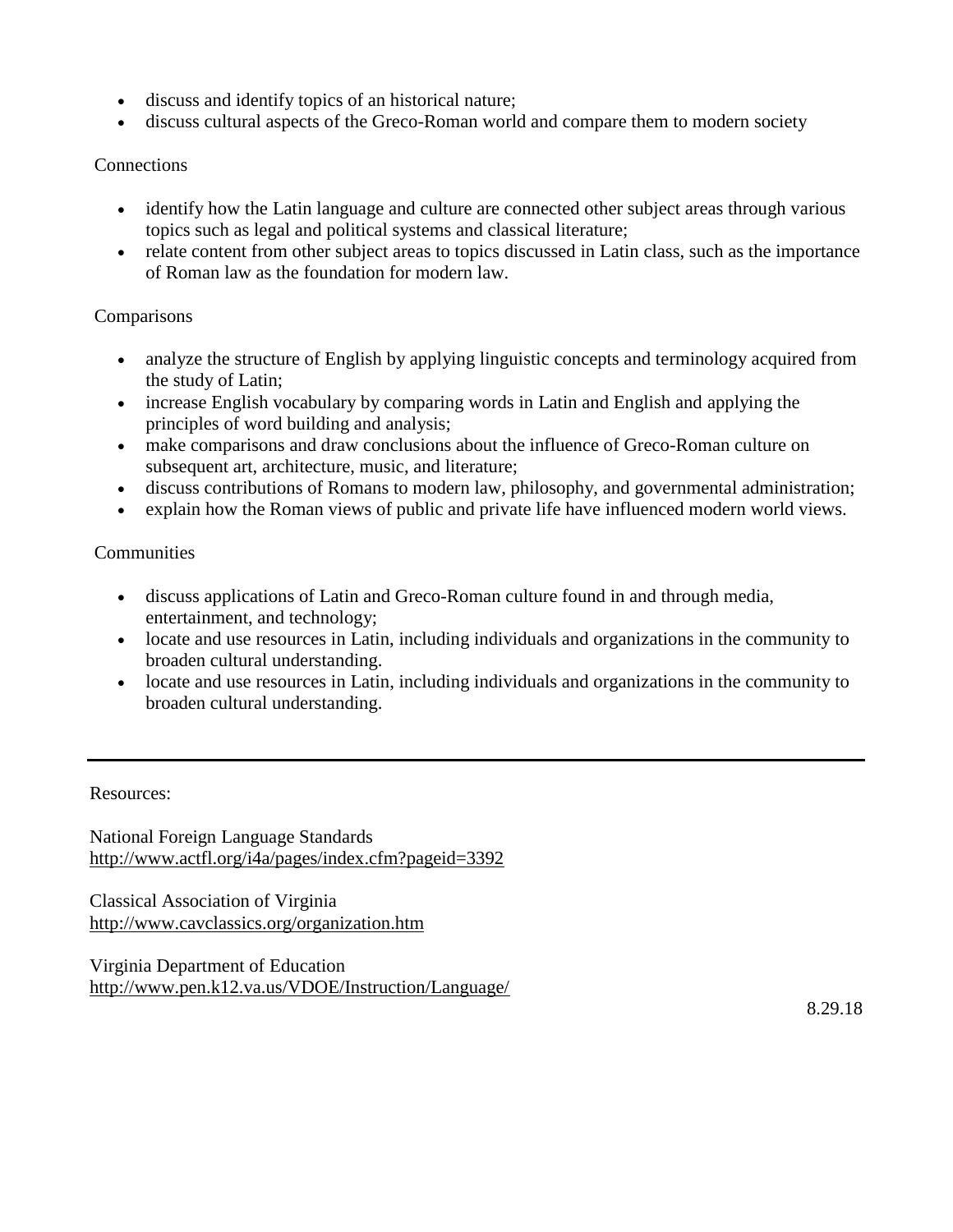- discuss and identify topics of an historical nature;
- discuss cultural aspects of the Greco-Roman world and compare them to modern society

Connections

- identify how the Latin language and culture are connected other subject areas through various topics such as legal and political systems and classical literature;
- relate content from other subject areas to topics discussed in Latin class, such as the importance of Roman law as the foundation for modern law.

Comparisons

- analyze the structure of English by applying linguistic concepts and terminology acquired from the study of Latin;
- increase English vocabulary by comparing words in Latin and English and applying the principles of word building and analysis;
- make comparisons and draw conclusions about the influence of Greco-Roman culture on subsequent art, architecture, music, and literature;
- discuss contributions of Romans to modern law, philosophy, and governmental administration;
- explain how the Roman views of public and private life have influenced modern world views.

Communities

- discuss applications of Latin and Greco-Roman culture found in and through media, entertainment, and technology;
- locate and use resources in Latin, including individuals and organizations in the community to broaden cultural understanding.
- locate and use resources in Latin, including individuals and organizations in the community to broaden cultural understanding.

---

Resources:

National Foreign Language Standards
http://www.actfl.org/i4a/pages/index.cfm?pageid=3392

Classical Association of Virginia
http://www.cavclassics.org/organization.htm

Virginia Department of Education
http://www.pen.k12.va.us/VDOE/Instruction/Language/

8.29.18